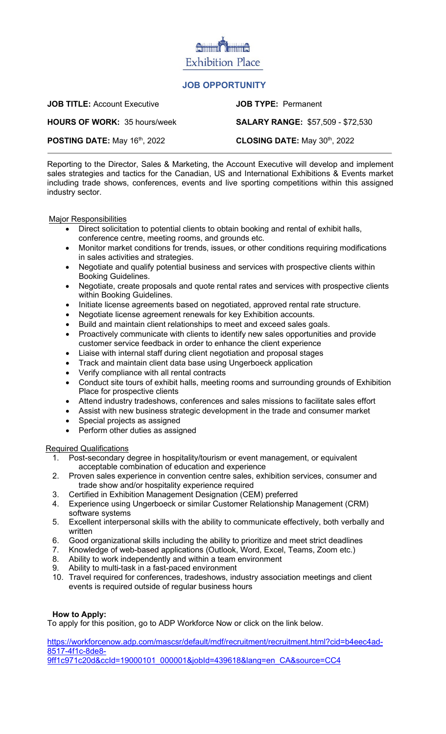Exhibition Place

## JOB OPPORTUNITY

**JOB TITLE:** Account Executive

**JOB TYPE:** Permanent

**HOURS OF WORK:** 35 hours/week

**SALARY RANGE:** $57,509 - $72,530

**POSTING DATE:** May 16th, 2022

**CLOSING DATE:** May 30th, 2022

Reporting to the Director, Sales & Marketing, the Account Executive will develop and implement sales strategies and tactics for the Canadian, US and International Exhibitions & Events market including trade shows, conferences, events and live sporting competitions within this assigned industry sector.

### Major Responsibilities

- Direct solicitation to potential clients to obtain booking and rental of exhibit halls, conference centre, meeting rooms, and grounds etc.
- Monitor market conditions for trends, issues, or other conditions requiring modifications in sales activities and strategies.
- Negotiate and qualify potential business and services with prospective clients within Booking Guidelines.
- Negotiate, create proposals and quote rental rates and services with prospective clients within Booking Guidelines.
- Initiate license agreements based on negotiated, approved rental rate structure.
- Negotiate license agreement renewals for key Exhibition accounts.
- Build and maintain client relationships to meet and exceed sales goals.
- Proactively communicate with clients to identify new sales opportunities and provide customer service feedback in order to enhance the client experience
- Liaise with internal staff during client negotiation and proposal stages
- Track and maintain client data base using Ungerboeck application
- Verify compliance with all rental contracts
- Conduct site tours of exhibit halls, meeting rooms and surrounding grounds of Exhibition Place for prospective clients
- Attend industry tradeshows, conferences and sales missions to facilitate sales effort
- Assist with new business strategic development in the trade and consumer market
- Special projects as assigned
- Perform other duties as assigned

### Required Qualifications

1. Post-secondary degree in hospitality/tourism or event management, or equivalent acceptable combination of education and experience
2. Proven sales experience in convention centre sales, exhibition services, consumer and trade show and/or hospitality experience required
3. Certified in Exhibition Management Designation (CEM) preferred
4. Experience using Ungerboeck or similar Customer Relationship Management (CRM) software systems
5. Excellent interpersonal skills with the ability to communicate effectively, both verbally and written
6. Good organizational skills including the ability to prioritize and meet strict deadlines
7. Knowledge of web-based applications (Outlook, Word, Excel, Teams, Zoom etc.)
8. Ability to work independently and within a team environment
9. Ability to multi-task in a fast-paced environment
10. Travel required for conferences, tradeshows, industry association meetings and client events is required outside of regular business hours

**How to Apply:**

To apply for this position, go to ADP Workforce Now or click on the link below.

https://workforcenow.adp.com/mascsr/default/mdf/recruitment/recruitment.html?cid=b4eec4ad-8517-4f1c-8de8-9ff1c971c20d&ccId=19000101_000001&jobId=439618&lang=en_CA&source=CC4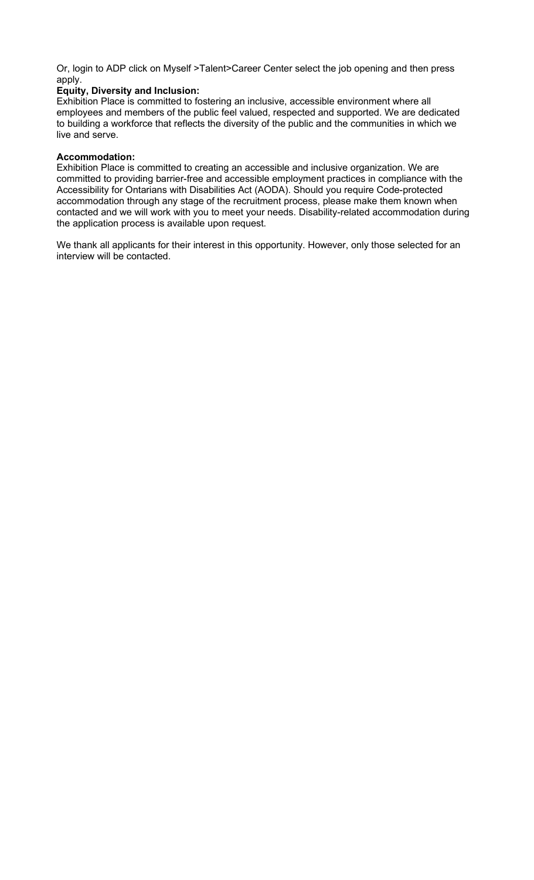Or, login to ADP click on Myself >Talent>Career Center select the job opening and then press apply.

**Equity, Diversity and Inclusion:**

Exhibition Place is committed to fostering an inclusive, accessible environment where all employees and members of the public feel valued, respected and supported. We are dedicated to building a workforce that reflects the diversity of the public and the communities in which we live and serve.

**Accommodation:**

Exhibition Place is committed to creating an accessible and inclusive organization. We are committed to providing barrier-free and accessible employment practices in compliance with the Accessibility for Ontarians with Disabilities Act (AODA). Should you require Code-protected accommodation through any stage of the recruitment process, please make them known when contacted and we will work with you to meet your needs. Disability-related accommodation during the application process is available upon request.

We thank all applicants for their interest in this opportunity. However, only those selected for an interview will be contacted.